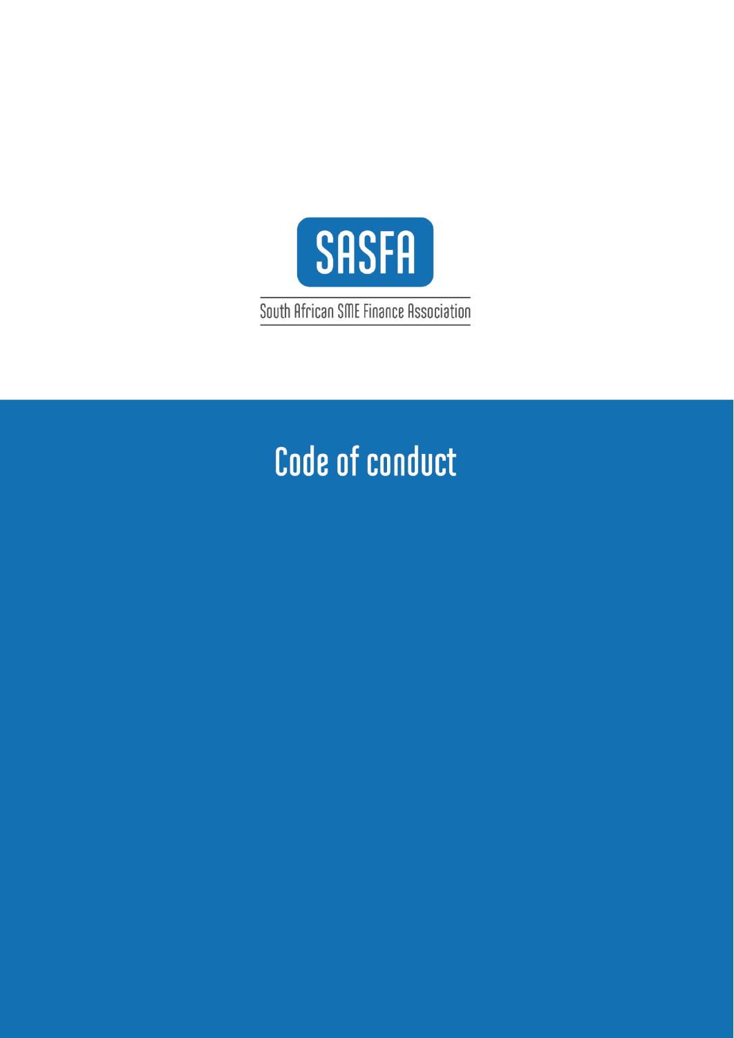SASFA

South African SME Finance Association

# Code of conduct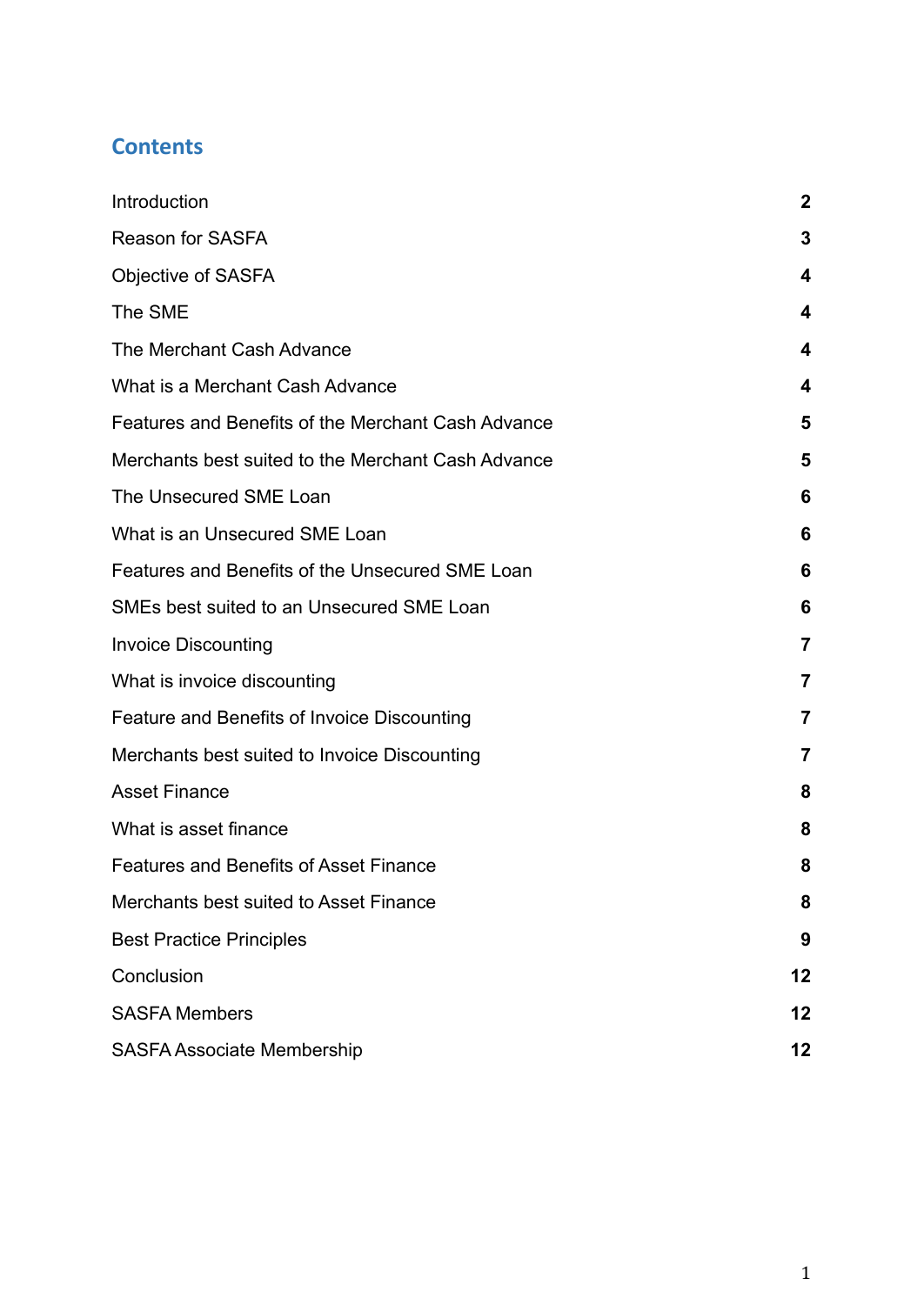## Contents

| | |
|---|---|
| Introduction | 2 |
| Reason for SASFA | 3 |
| Objective of SASFA | 4 |
| The SME | 4 |
| The Merchant Cash Advance | 4 |
| What is a Merchant Cash Advance | 4 |
| Features and Benefits of the Merchant Cash Advance | 5 |
| Merchants best suited to the Merchant Cash Advance | 5 |
| The Unsecured SME Loan | 6 |
| What is an Unsecured SME Loan | 6 |
| Features and Benefits of the Unsecured SME Loan | 6 |
| SMEs best suited to an Unsecured SME Loan | 6 |
| Invoice Discounting | 7 |
| What is invoice discounting | 7 |
| Feature and Benefits of Invoice Discounting | 7 |
| Merchants best suited to Invoice Discounting | 7 |
| Asset Finance | 8 |
| What is asset finance | 8 |
| Features and Benefits of Asset Finance | 8 |
| Merchants best suited to Asset Finance | 8 |
| Best Practice Principles | 9 |
| Conclusion | 12 |
| SASFA Members | 12 |
| SASFA Associate Membership | 12 |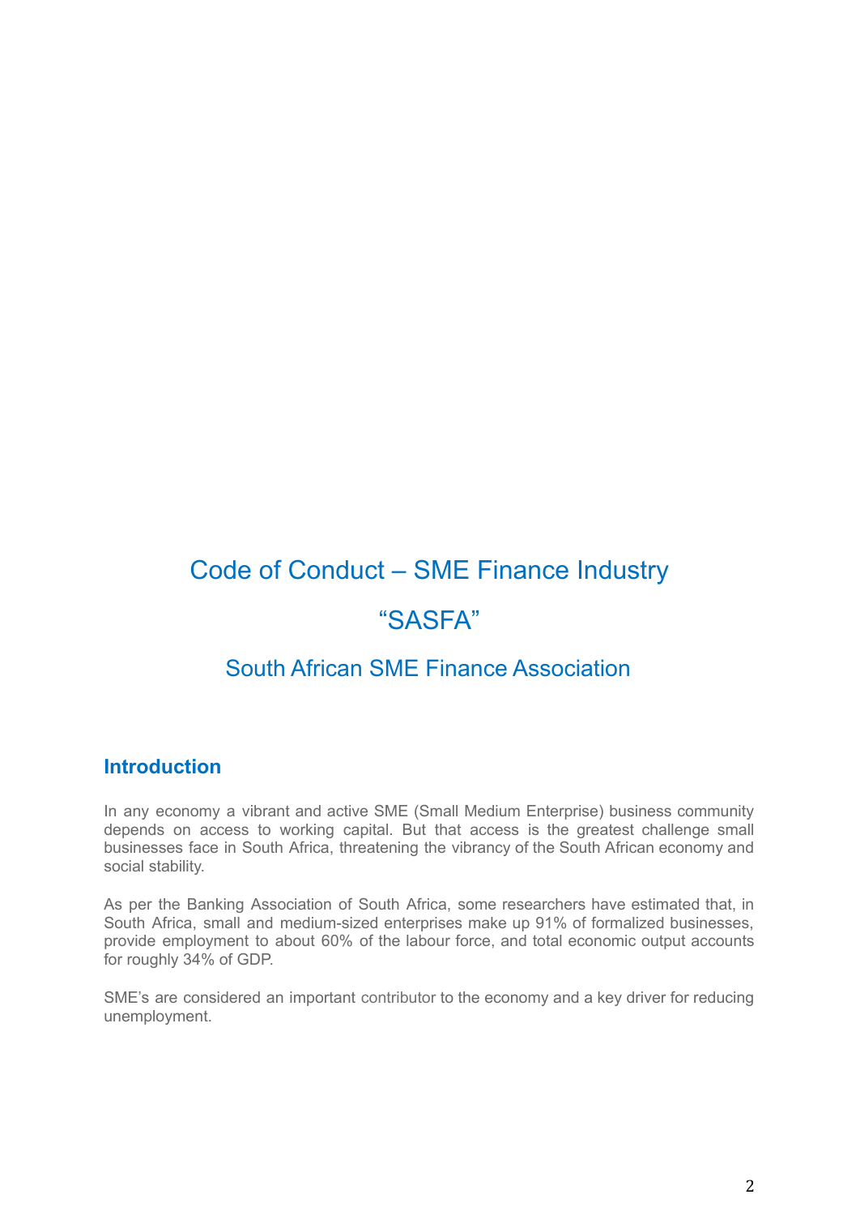# Code of Conduct – SME Finance Industry

# “SASFA”

## South African SME Finance Association

## Introduction

In any economy a vibrant and active SME (Small Medium Enterprise) business community depends on access to working capital. But that access is the greatest challenge small businesses face in South Africa, threatening the vibrancy of the South African economy and social stability.

As per the Banking Association of South Africa, some researchers have estimated that, in South Africa, small and medium-sized enterprises make up 91% of formalized businesses, provide employment to about 60% of the labour force, and total economic output accounts for roughly 34% of GDP.

SME’s are considered an important contributor to the economy and a key driver for reducing unemployment.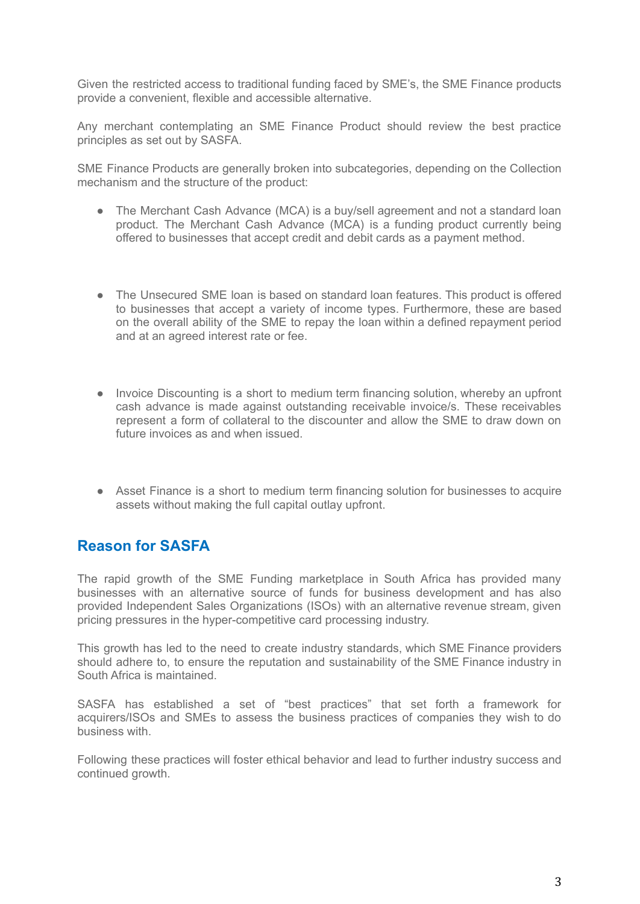Given the restricted access to traditional funding faced by SME's, the SME Finance products provide a convenient, flexible and accessible alternative.

Any merchant contemplating an SME Finance Product should review the best practice principles as set out by SASFA.

SME Finance Products are generally broken into subcategories, depending on the Collection mechanism and the structure of the product:

- The Merchant Cash Advance (MCA) is a buy/sell agreement and not a standard loan product. The Merchant Cash Advance (MCA) is a funding product currently being offered to businesses that accept credit and debit cards as a payment method.

- The Unsecured SME loan is based on standard loan features. This product is offered to businesses that accept a variety of income types. Furthermore, these are based on the overall ability of the SME to repay the loan within a defined repayment period and at an agreed interest rate or fee.

- Invoice Discounting is a short to medium term financing solution, whereby an upfront cash advance is made against outstanding receivable invoice/s. These receivables represent a form of collateral to the discounter and allow the SME to draw down on future invoices as and when issued.

- Asset Finance is a short to medium term financing solution for businesses to acquire assets without making the full capital outlay upfront.

## Reason for SASFA

The rapid growth of the SME Funding marketplace in South Africa has provided many businesses with an alternative source of funds for business development and has also provided Independent Sales Organizations (ISOs) with an alternative revenue stream, given pricing pressures in the hyper-competitive card processing industry.

This growth has led to the need to create industry standards, which SME Finance providers should adhere to, to ensure the reputation and sustainability of the SME Finance industry in South Africa is maintained.

SASFA has established a set of "best practices" that set forth a framework for acquirers/ISOs and SMEs to assess the business practices of companies they wish to do business with.

Following these practices will foster ethical behavior and lead to further industry success and continued growth.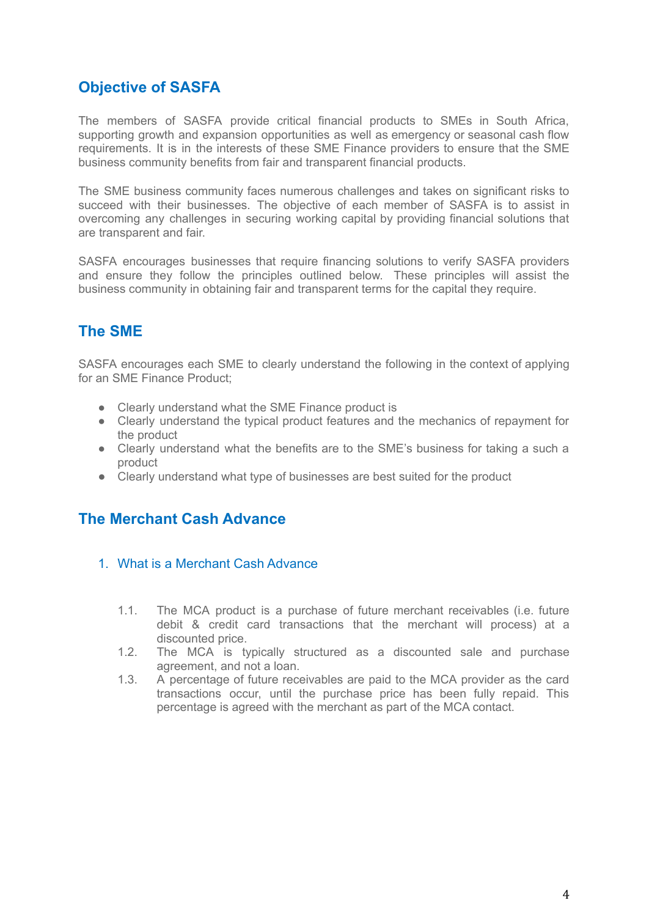## Objective of SASFA

The members of SASFA provide critical financial products to SMEs in South Africa, supporting growth and expansion opportunities as well as emergency or seasonal cash flow requirements. It is in the interests of these SME Finance providers to ensure that the SME business community benefits from fair and transparent financial products.

The SME business community faces numerous challenges and takes on significant risks to succeed with their businesses. The objective of each member of SASFA is to assist in overcoming any challenges in securing working capital by providing financial solutions that are transparent and fair.

SASFA encourages businesses that require financing solutions to verify SASFA providers and ensure they follow the principles outlined below. These principles will assist the business community in obtaining fair and transparent terms for the capital they require.

## The SME

SASFA encourages each SME to clearly understand the following in the context of applying for an SME Finance Product;

- Clearly understand what the SME Finance product is
- Clearly understand the typical product features and the mechanics of repayment for the product
- Clearly understand what the benefits are to the SME's business for taking a such a product
- Clearly understand what type of businesses are best suited for the product

## The Merchant Cash Advance

### 1. What is a Merchant Cash Advance

1.1. The MCA product is a purchase of future merchant receivables (i.e. future debit & credit card transactions that the merchant will process) at a discounted price.

1.2. The MCA is typically structured as a discounted sale and purchase agreement, and not a loan.

1.3. A percentage of future receivables are paid to the MCA provider as the card transactions occur, until the purchase price has been fully repaid. This percentage is agreed with the merchant as part of the MCA contact.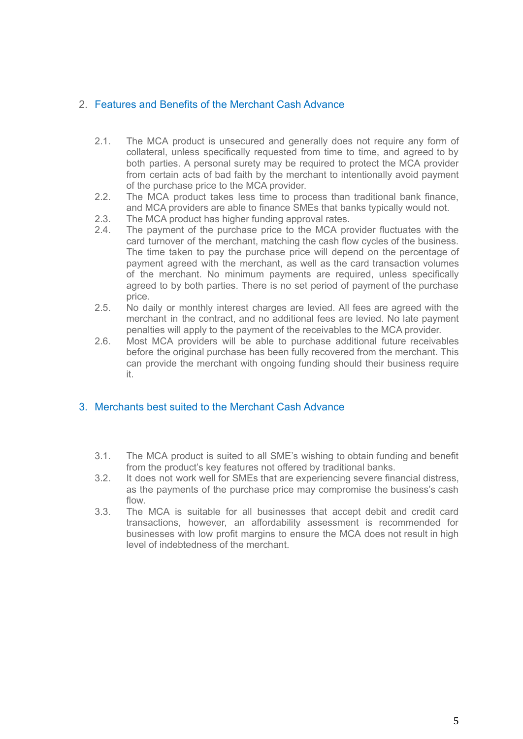## 2. Features and Benefits of the Merchant Cash Advance

2.1. The MCA product is unsecured and generally does not require any form of collateral, unless specifically requested from time to time, and agreed to by both parties. A personal surety may be required to protect the MCA provider from certain acts of bad faith by the merchant to intentionally avoid payment of the purchase price to the MCA provider.

2.2. The MCA product takes less time to process than traditional bank finance, and MCA providers are able to finance SMEs that banks typically would not.

2.3. The MCA product has higher funding approval rates.

2.4. The payment of the purchase price to the MCA provider fluctuates with the card turnover of the merchant, matching the cash flow cycles of the business. The time taken to pay the purchase price will depend on the percentage of payment agreed with the merchant, as well as the card transaction volumes of the merchant. No minimum payments are required, unless specifically agreed to by both parties. There is no set period of payment of the purchase price.

2.5. No daily or monthly interest charges are levied. All fees are agreed with the merchant in the contract, and no additional fees are levied. No late payment penalties will apply to the payment of the receivables to the MCA provider.

2.6. Most MCA providers will be able to purchase additional future receivables before the original purchase has been fully recovered from the merchant. This can provide the merchant with ongoing funding should their business require it.

## 3. Merchants best suited to the Merchant Cash Advance

3.1. The MCA product is suited to all SME's wishing to obtain funding and benefit from the product's key features not offered by traditional banks.

3.2. It does not work well for SMEs that are experiencing severe financial distress, as the payments of the purchase price may compromise the business's cash flow.

3.3. The MCA is suitable for all businesses that accept debit and credit card transactions, however, an affordability assessment is recommended for businesses with low profit margins to ensure the MCA does not result in high level of indebtedness of the merchant.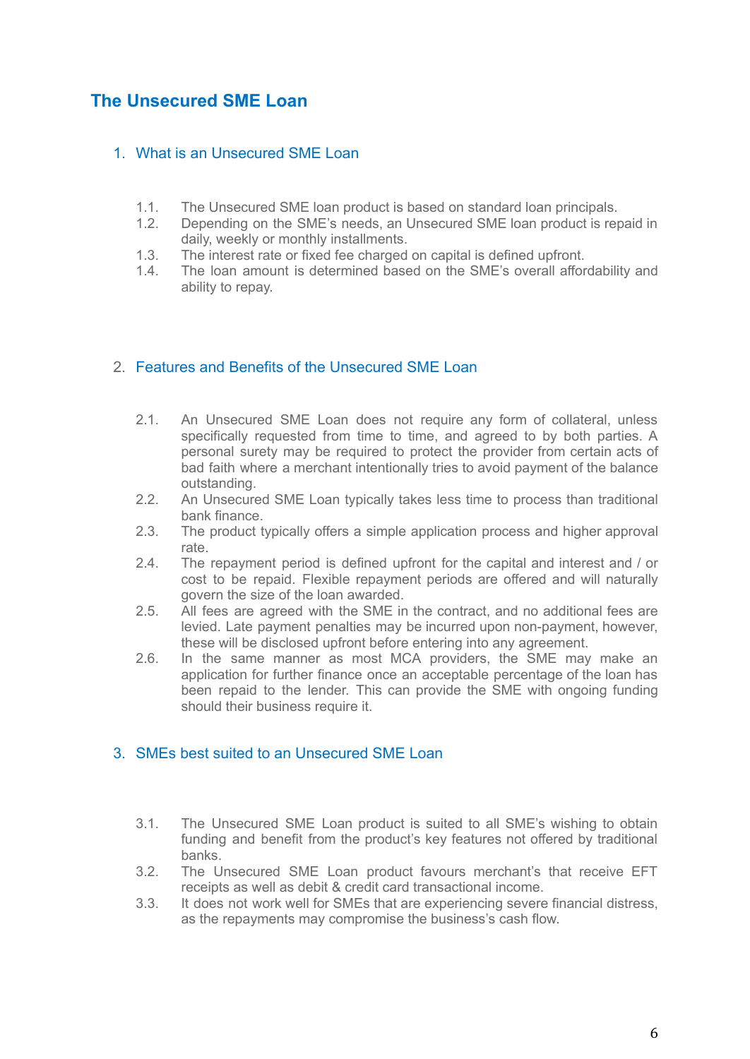# The Unsecured SME Loan

## 1. What is an Unsecured SME Loan

1.1. The Unsecured SME loan product is based on standard loan principals.

1.2. Depending on the SME's needs, an Unsecured SME loan product is repaid in daily, weekly or monthly installments.

1.3. The interest rate or fixed fee charged on capital is defined upfront.

1.4. The loan amount is determined based on the SME's overall affordability and ability to repay.

## 2. Features and Benefits of the Unsecured SME Loan

2.1. An Unsecured SME Loan does not require any form of collateral, unless specifically requested from time to time, and agreed to by both parties. A personal surety may be required to protect the provider from certain acts of bad faith where a merchant intentionally tries to avoid payment of the balance outstanding.

2.2. An Unsecured SME Loan typically takes less time to process than traditional bank finance.

2.3. The product typically offers a simple application process and higher approval rate.

2.4. The repayment period is defined upfront for the capital and interest and / or cost to be repaid. Flexible repayment periods are offered and will naturally govern the size of the loan awarded.

2.5. All fees are agreed with the SME in the contract, and no additional fees are levied. Late payment penalties may be incurred upon non-payment, however, these will be disclosed upfront before entering into any agreement.

2.6. In the same manner as most MCA providers, the SME may make an application for further finance once an acceptable percentage of the loan has been repaid to the lender. This can provide the SME with ongoing funding should their business require it.

## 3. SMEs best suited to an Unsecured SME Loan

3.1. The Unsecured SME Loan product is suited to all SME's wishing to obtain funding and benefit from the product's key features not offered by traditional banks.

3.2. The Unsecured SME Loan product favours merchant's that receive EFT receipts as well as debit & credit card transactional income.

3.3. It does not work well for SMEs that are experiencing severe financial distress, as the repayments may compromise the business's cash flow.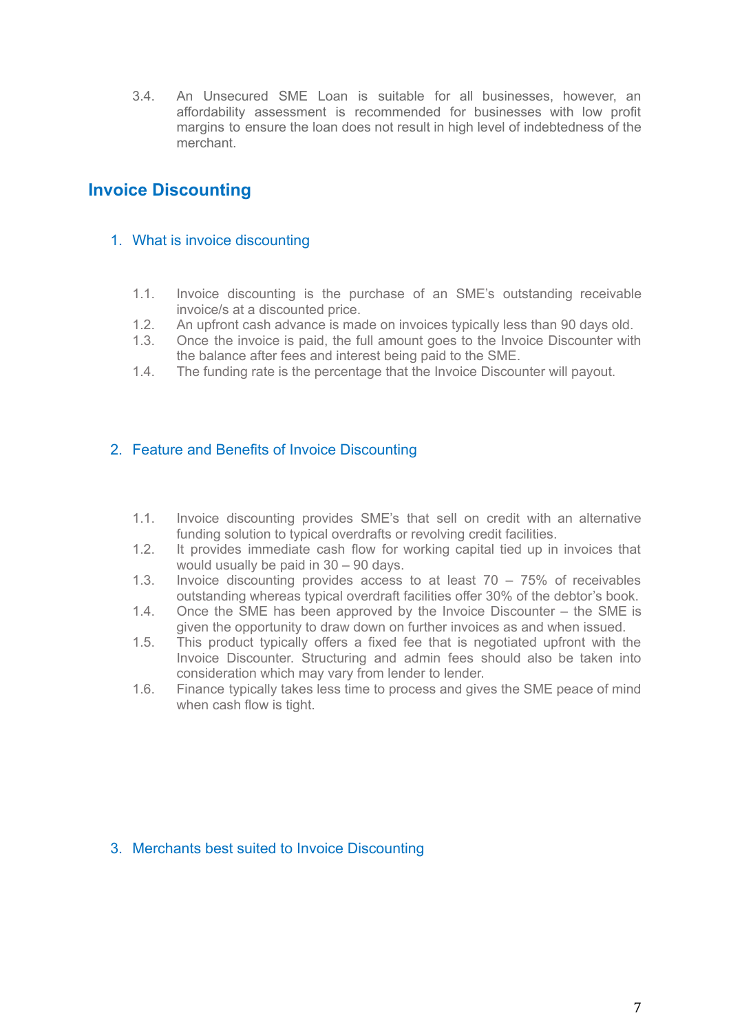3.4. An Unsecured SME Loan is suitable for all businesses, however, an affordability assessment is recommended for businesses with low profit margins to ensure the loan does not result in high level of indebtedness of the merchant.

## Invoice Discounting

### 1. What is invoice discounting

1.1. Invoice discounting is the purchase of an SME's outstanding receivable invoice/s at a discounted price.
1.2. An upfront cash advance is made on invoices typically less than 90 days old.
1.3. Once the invoice is paid, the full amount goes to the Invoice Discounter with the balance after fees and interest being paid to the SME.
1.4. The funding rate is the percentage that the Invoice Discounter will payout.

### 2. Feature and Benefits of Invoice Discounting

1.1. Invoice discounting provides SME's that sell on credit with an alternative funding solution to typical overdrafts or revolving credit facilities.
1.2. It provides immediate cash flow for working capital tied up in invoices that would usually be paid in 30 – 90 days.
1.3. Invoice discounting provides access to at least 70 – 75% of receivables outstanding whereas typical overdraft facilities offer 30% of the debtor's book.
1.4. Once the SME has been approved by the Invoice Discounter – the SME is given the opportunity to draw down on further invoices as and when issued.
1.5. This product typically offers a fixed fee that is negotiated upfront with the Invoice Discounter. Structuring and admin fees should also be taken into consideration which may vary from lender to lender.
1.6. Finance typically takes less time to process and gives the SME peace of mind when cash flow is tight.

### 3. Merchants best suited to Invoice Discounting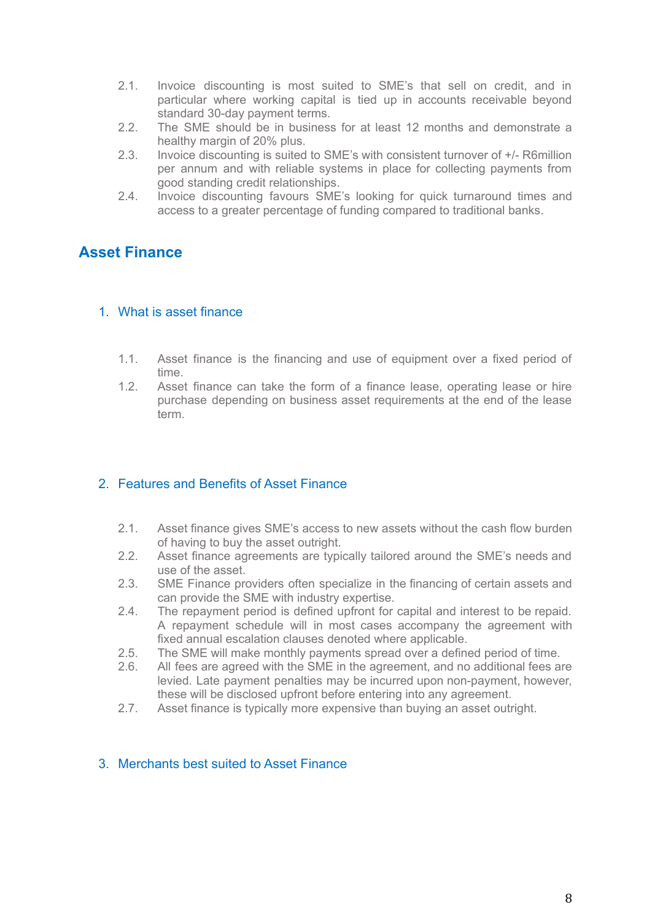2.1. Invoice discounting is most suited to SME's that sell on credit, and in particular where working capital is tied up in accounts receivable beyond standard 30-day payment terms.

2.2. The SME should be in business for at least 12 months and demonstrate a healthy margin of 20% plus.

2.3. Invoice discounting is suited to SME's with consistent turnover of +/- R6million per annum and with reliable systems in place for collecting payments from good standing credit relationships.

2.4. Invoice discounting favours SME's looking for quick turnaround times and access to a greater percentage of funding compared to traditional banks.

## Asset Finance

### 1. What is asset finance

1.1. Asset finance is the financing and use of equipment over a fixed period of time.

1.2. Asset finance can take the form of a finance lease, operating lease or hire purchase depending on business asset requirements at the end of the lease term.

### 2. Features and Benefits of Asset Finance

2.1. Asset finance gives SME's access to new assets without the cash flow burden of having to buy the asset outright.

2.2. Asset finance agreements are typically tailored around the SME's needs and use of the asset.

2.3. SME Finance providers often specialize in the financing of certain assets and can provide the SME with industry expertise.

2.4. The repayment period is defined upfront for capital and interest to be repaid. A repayment schedule will in most cases accompany the agreement with fixed annual escalation clauses denoted where applicable.

2.5. The SME will make monthly payments spread over a defined period of time.

2.6. All fees are agreed with the SME in the agreement, and no additional fees are levied. Late payment penalties may be incurred upon non-payment, however, these will be disclosed upfront before entering into any agreement.

2.7. Asset finance is typically more expensive than buying an asset outright.

### 3. Merchants best suited to Asset Finance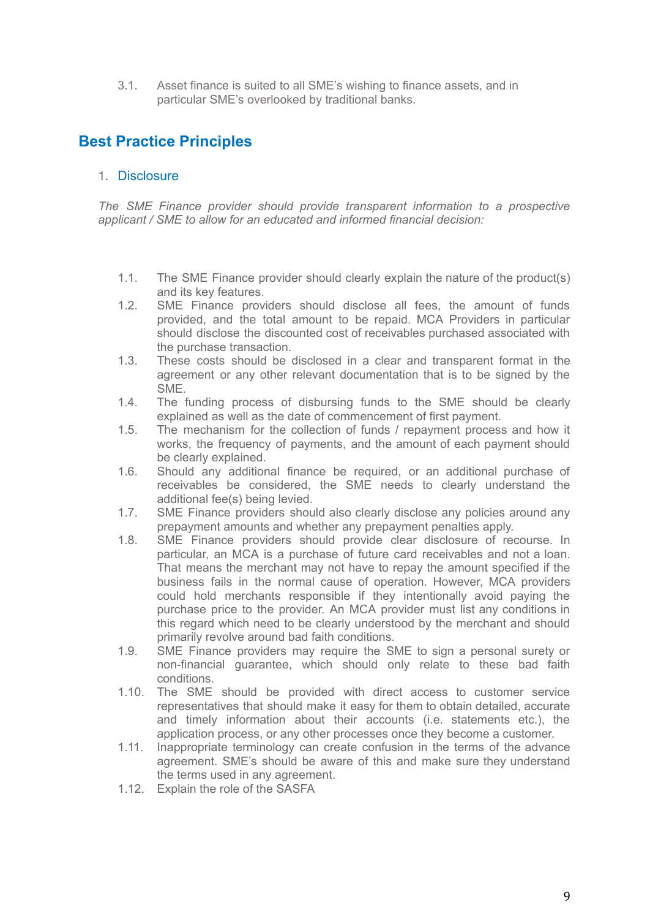3.1. Asset finance is suited to all SME's wishing to finance assets, and in particular SME's overlooked by traditional banks.

## Best Practice Principles

### 1. Disclosure

*The SME Finance provider should provide transparent information to a prospective applicant / SME to allow for an educated and informed financial decision:*

1.1. The SME Finance provider should clearly explain the nature of the product(s) and its key features.

1.2. SME Finance providers should disclose all fees, the amount of funds provided, and the total amount to be repaid. MCA Providers in particular should disclose the discounted cost of receivables purchased associated with the purchase transaction.

1.3. These costs should be disclosed in a clear and transparent format in the agreement or any other relevant documentation that is to be signed by the SME.

1.4. The funding process of disbursing funds to the SME should be clearly explained as well as the date of commencement of first payment.

1.5. The mechanism for the collection of funds / repayment process and how it works, the frequency of payments, and the amount of each payment should be clearly explained.

1.6. Should any additional finance be required, or an additional purchase of receivables be considered, the SME needs to clearly understand the additional fee(s) being levied.

1.7. SME Finance providers should also clearly disclose any policies around any prepayment amounts and whether any prepayment penalties apply.

1.8. SME Finance providers should provide clear disclosure of recourse. In particular, an MCA is a purchase of future card receivables and not a loan. That means the merchant may not have to repay the amount specified if the business fails in the normal cause of operation. However, MCA providers could hold merchants responsible if they intentionally avoid paying the purchase price to the provider. An MCA provider must list any conditions in this regard which need to be clearly understood by the merchant and should primarily revolve around bad faith conditions.

1.9. SME Finance providers may require the SME to sign a personal surety or non-financial guarantee, which should only relate to these bad faith conditions.

1.10. The SME should be provided with direct access to customer service representatives that should make it easy for them to obtain detailed, accurate and timely information about their accounts (i.e. statements etc.), the application process, or any other processes once they become a customer.

1.11. Inappropriate terminology can create confusion in the terms of the advance agreement. SME's should be aware of this and make sure they understand the terms used in any agreement.

1.12. Explain the role of the SASFA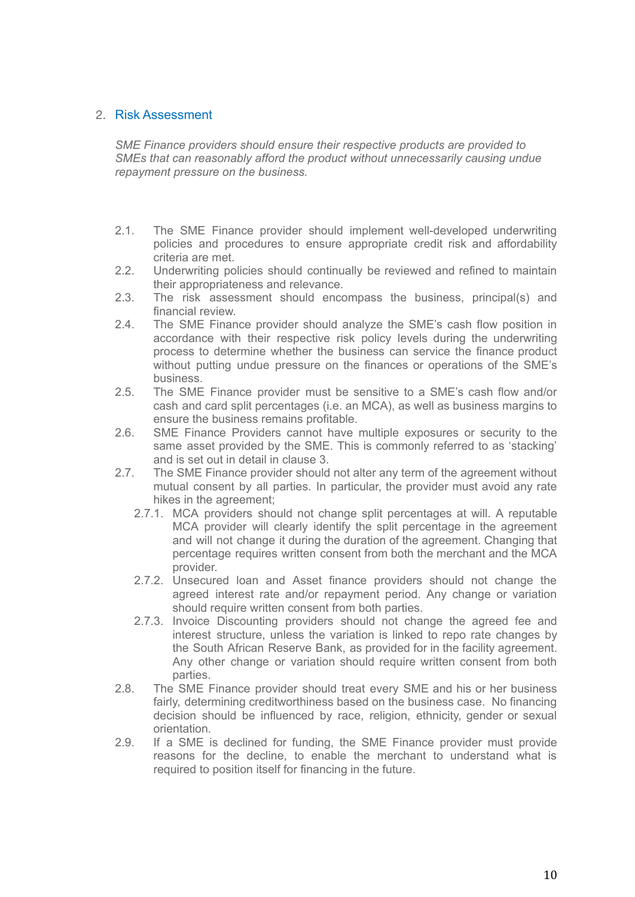## 2. Risk Assessment

*SME Finance providers should ensure their respective products are provided to SMEs that can reasonably afford the product without unnecessarily causing undue repayment pressure on the business.*

2.1. The SME Finance provider should implement well-developed underwriting policies and procedures to ensure appropriate credit risk and affordability criteria are met.

2.2. Underwriting policies should continually be reviewed and refined to maintain their appropriateness and relevance.

2.3. The risk assessment should encompass the business, principal(s) and financial review.

2.4. The SME Finance provider should analyze the SME's cash flow position in accordance with their respective risk policy levels during the underwriting process to determine whether the business can service the finance product without putting undue pressure on the finances or operations of the SME's business.

2.5. The SME Finance provider must be sensitive to a SME's cash flow and/or cash and card split percentages (i.e. an MCA), as well as business margins to ensure the business remains profitable.

2.6. SME Finance Providers cannot have multiple exposures or security to the same asset provided by the SME. This is commonly referred to as 'stacking' and is set out in detail in clause 3.

2.7. The SME Finance provider should not alter any term of the agreement without mutual consent by all parties. In particular, the provider must avoid any rate hikes in the agreement;

- 2.7.1. MCA providers should not change split percentages at will. A reputable MCA provider will clearly identify the split percentage in the agreement and will not change it during the duration of the agreement. Changing that percentage requires written consent from both the merchant and the MCA provider.
- 2.7.2. Unsecured loan and Asset finance providers should not change the agreed interest rate and/or repayment period. Any change or variation should require written consent from both parties.
- 2.7.3. Invoice Discounting providers should not change the agreed fee and interest structure, unless the variation is linked to repo rate changes by the South African Reserve Bank, as provided for in the facility agreement. Any other change or variation should require written consent from both parties.

2.8. The SME Finance provider should treat every SME and his or her business fairly, determining creditworthiness based on the business case. No financing decision should be influenced by race, religion, ethnicity, gender or sexual orientation.

2.9. If a SME is declined for funding, the SME Finance provider must provide reasons for the decline, to enable the merchant to understand what is required to position itself for financing in the future.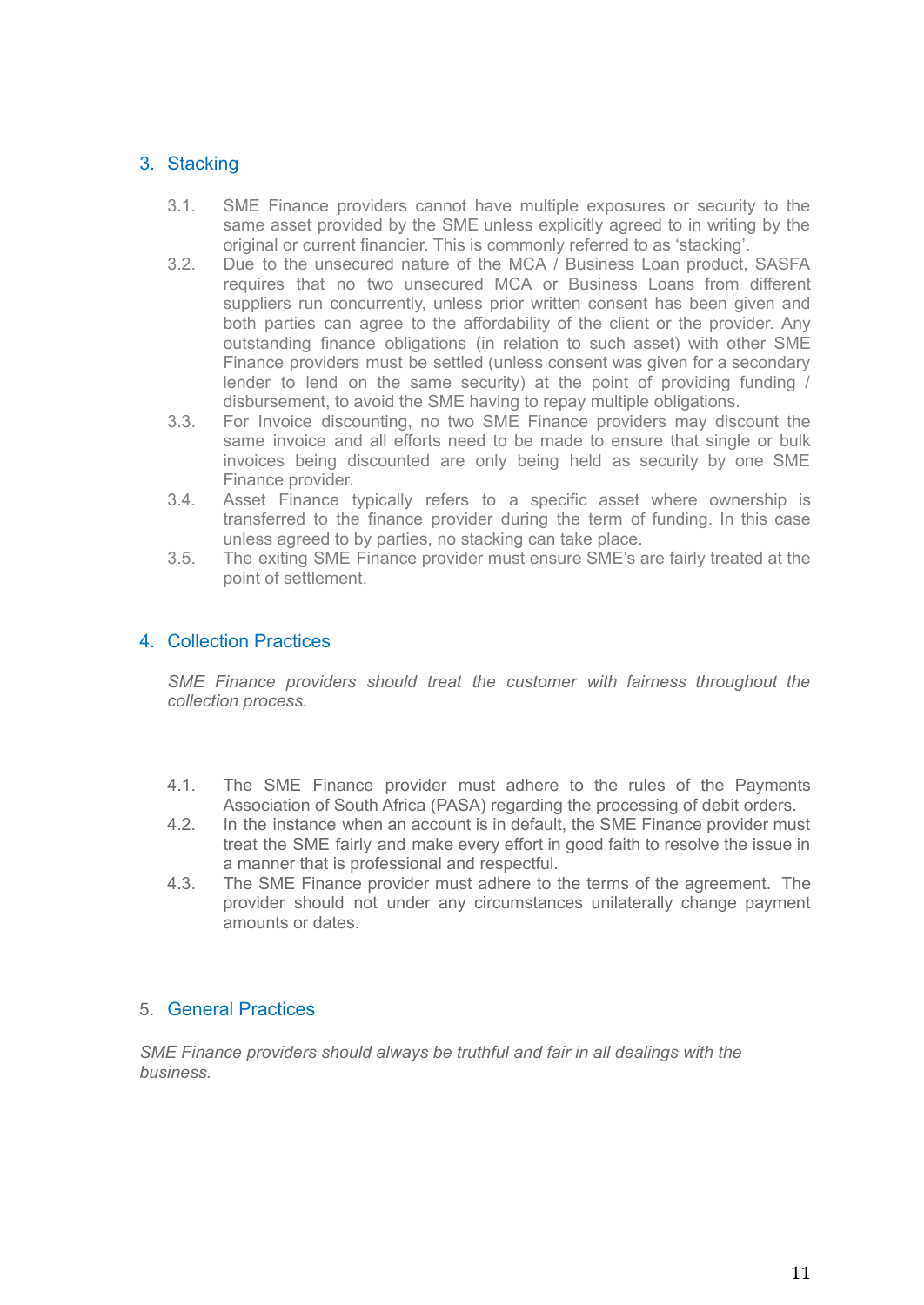## 3. Stacking

3.1. SME Finance providers cannot have multiple exposures or security to the same asset provided by the SME unless explicitly agreed to in writing by the original or current financier. This is commonly referred to as 'stacking'.

3.2. Due to the unsecured nature of the MCA / Business Loan product, SASFA requires that no two unsecured MCA or Business Loans from different suppliers run concurrently, unless prior written consent has been given and both parties can agree to the affordability of the client or the provider. Any outstanding finance obligations (in relation to such asset) with other SME Finance providers must be settled (unless consent was given for a secondary lender to lend on the same security) at the point of providing funding / disbursement, to avoid the SME having to repay multiple obligations.

3.3. For Invoice discounting, no two SME Finance providers may discount the same invoice and all efforts need to be made to ensure that single or bulk invoices being discounted are only being held as security by one SME Finance provider.

3.4. Asset Finance typically refers to a specific asset where ownership is transferred to the finance provider during the term of funding. In this case unless agreed to by parties, no stacking can take place.

3.5. The exiting SME Finance provider must ensure SME's are fairly treated at the point of settlement.

## 4. Collection Practices

*SME Finance providers should treat the customer with fairness throughout the collection process.*

4.1. The SME Finance provider must adhere to the rules of the Payments Association of South Africa (PASA) regarding the processing of debit orders.

4.2. In the instance when an account is in default, the SME Finance provider must treat the SME fairly and make every effort in good faith to resolve the issue in a manner that is professional and respectful.

4.3. The SME Finance provider must adhere to the terms of the agreement. The provider should not under any circumstances unilaterally change payment amounts or dates.

## 5. General Practices

*SME Finance providers should always be truthful and fair in all dealings with the business.*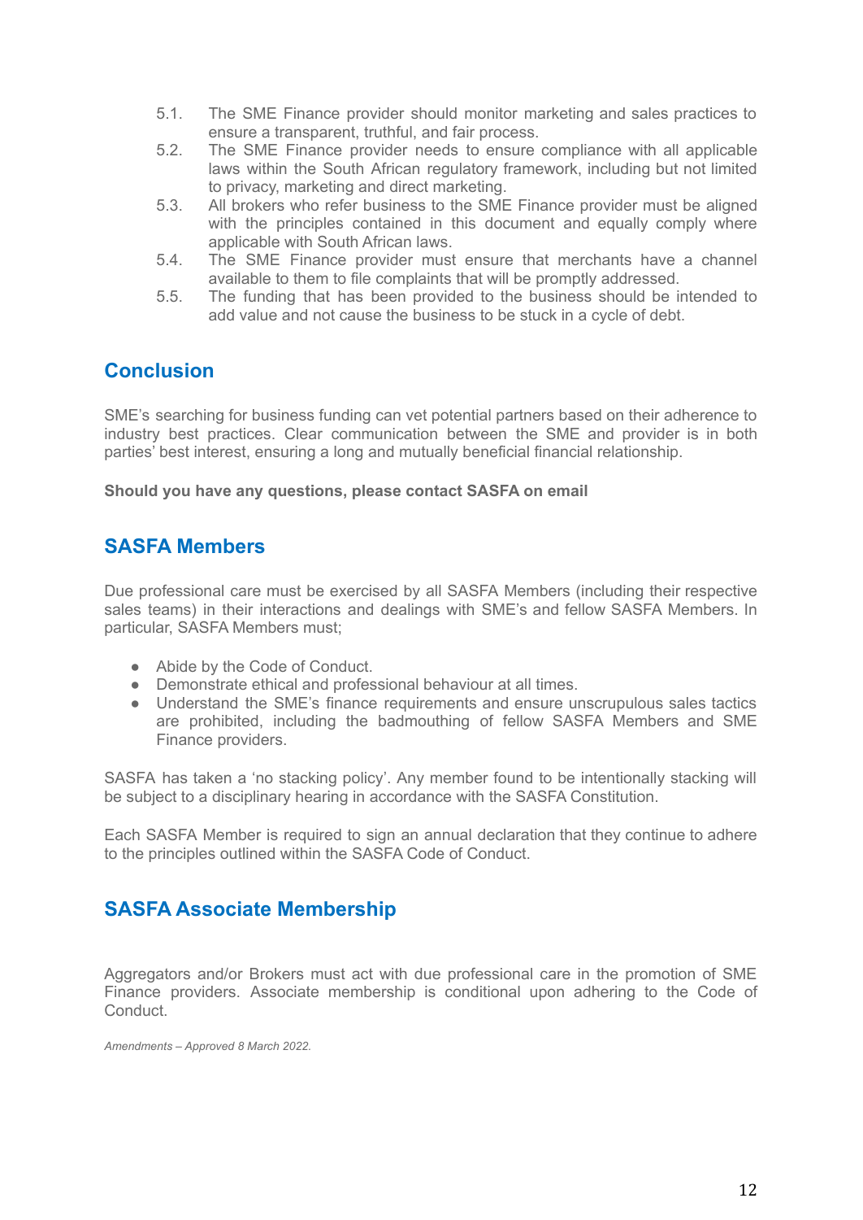5.1. The SME Finance provider should monitor marketing and sales practices to ensure a transparent, truthful, and fair process.

5.2. The SME Finance provider needs to ensure compliance with all applicable laws within the South African regulatory framework, including but not limited to privacy, marketing and direct marketing.

5.3. All brokers who refer business to the SME Finance provider must be aligned with the principles contained in this document and equally comply where applicable with South African laws.

5.4. The SME Finance provider must ensure that merchants have a channel available to them to file complaints that will be promptly addressed.

5.5. The funding that has been provided to the business should be intended to add value and not cause the business to be stuck in a cycle of debt.

## Conclusion

SME's searching for business funding can vet potential partners based on their adherence to industry best practices. Clear communication between the SME and provider is in both parties' best interest, ensuring a long and mutually beneficial financial relationship.

**Should you have any questions, please contact SASFA on email**

## SASFA Members

Due professional care must be exercised by all SASFA Members (including their respective sales teams) in their interactions and dealings with SME's and fellow SASFA Members. In particular, SASFA Members must;

- Abide by the Code of Conduct.
- Demonstrate ethical and professional behaviour at all times.
- Understand the SME's finance requirements and ensure unscrupulous sales tactics are prohibited, including the badmouthing of fellow SASFA Members and SME Finance providers.

SASFA has taken a 'no stacking policy'. Any member found to be intentionally stacking will be subject to a disciplinary hearing in accordance with the SASFA Constitution.

Each SASFA Member is required to sign an annual declaration that they continue to adhere to the principles outlined within the SASFA Code of Conduct.

## SASFA Associate Membership

Aggregators and/or Brokers must act with due professional care in the promotion of SME Finance providers. Associate membership is conditional upon adhering to the Code of Conduct.

*Amendments – Approved 8 March 2022.*